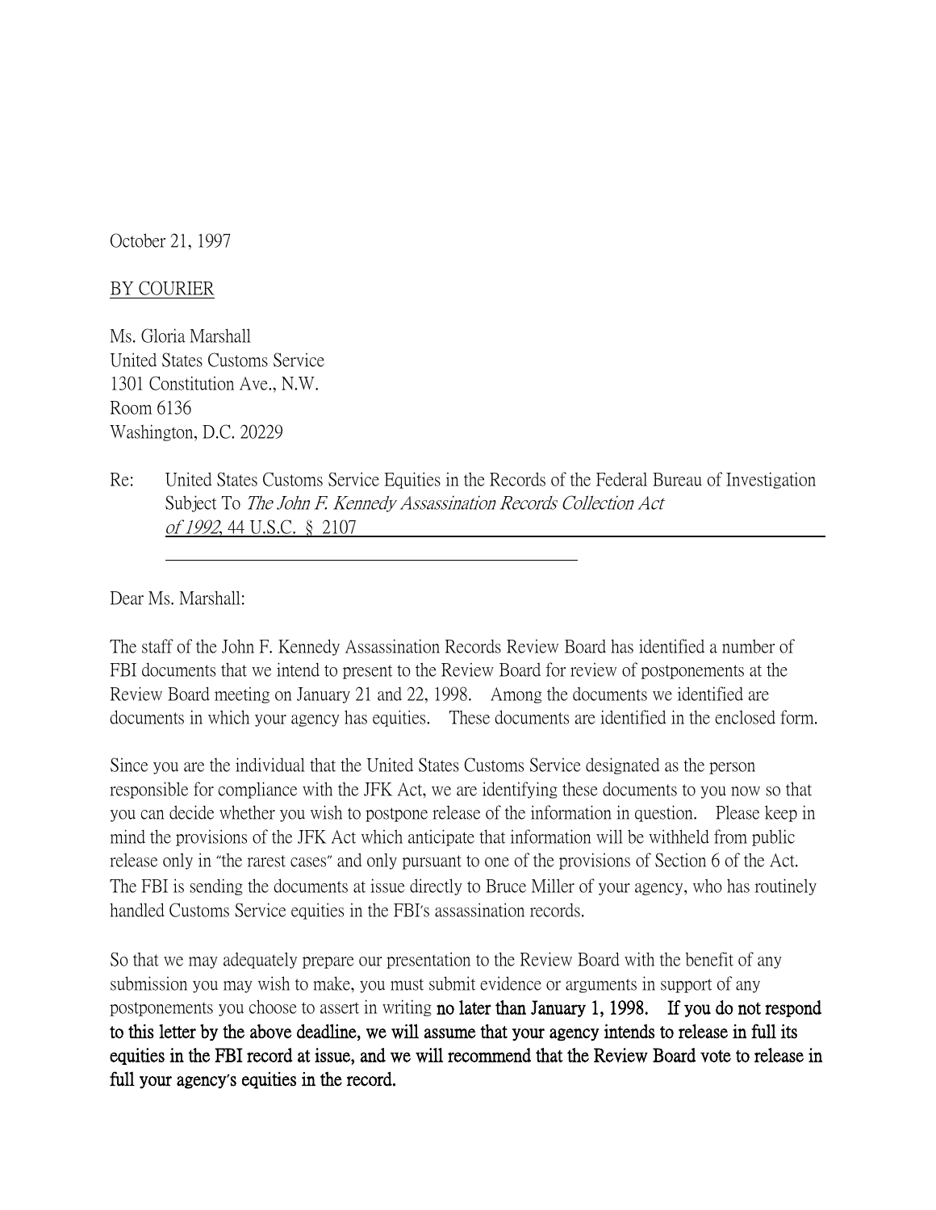October 21, 1997

BY COURIER

Ms. Gloria Marshall
United States Customs Service
1301 Constitution Ave., N.W.
Room 6136
Washington, D.C. 20229

Re: United States Customs Service Equities in the Records of the Federal Bureau of Investigation Subject To *The John F. Kennedy Assassination Records Collection Act of 1992*, 44 U.S.C. § 2107

Dear Ms. Marshall:

The staff of the John F. Kennedy Assassination Records Review Board has identified a number of FBI documents that we intend to present to the Review Board for review of postponements at the Review Board meeting on January 21 and 22, 1998. Among the documents we identified are documents in which your agency has equities. These documents are identified in the enclosed form.

Since you are the individual that the United States Customs Service designated as the person responsible for compliance with the JFK Act, we are identifying these documents to you now so that you can decide whether you wish to postpone release of the information in question. Please keep in mind the provisions of the JFK Act which anticipate that information will be withheld from public release only in "the rarest cases" and only pursuant to one of the provisions of Section 6 of the Act. The FBI is sending the documents at issue directly to Bruce Miller of your agency, who has routinely handled Customs Service equities in the FBI's assassination records.

So that we may adequately prepare our presentation to the Review Board with the benefit of any submission you may wish to make, you must submit evidence or arguments in support of any postponements you choose to assert in writing **no later than January 1, 1998. If you do not respond to this letter by the above deadline, we will assume that your agency intends to release in full its equities in the FBI record at issue, and we will recommend that the Review Board vote to release in full your agency's equities in the record.**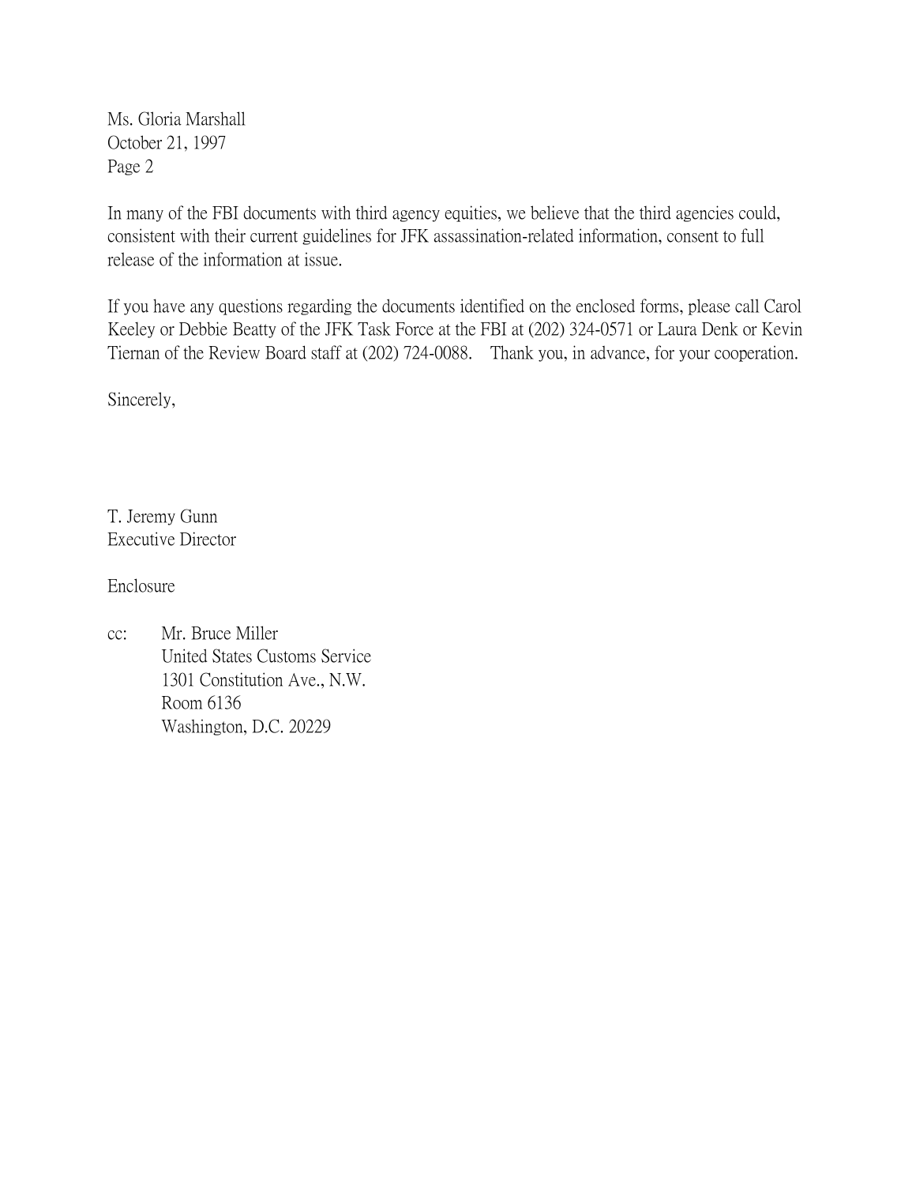Ms. Gloria Marshall
October 21, 1997
Page 2

In many of the FBI documents with third agency equities, we believe that the third agencies could, consistent with their current guidelines for JFK assassination-related information, consent to full release of the information at issue.

If you have any questions regarding the documents identified on the enclosed forms, please call Carol Keeley or Debbie Beatty of the JFK Task Force at the FBI at (202) 324-0571 or Laura Denk or Kevin Tiernan of the Review Board staff at (202) 724-0088. Thank you, in advance, for your cooperation.

Sincerely,

T. Jeremy Gunn
Executive Director

Enclosure

cc: Mr. Bruce Miller
United States Customs Service
1301 Constitution Ave., N.W.
Room 6136
Washington, D.C. 20229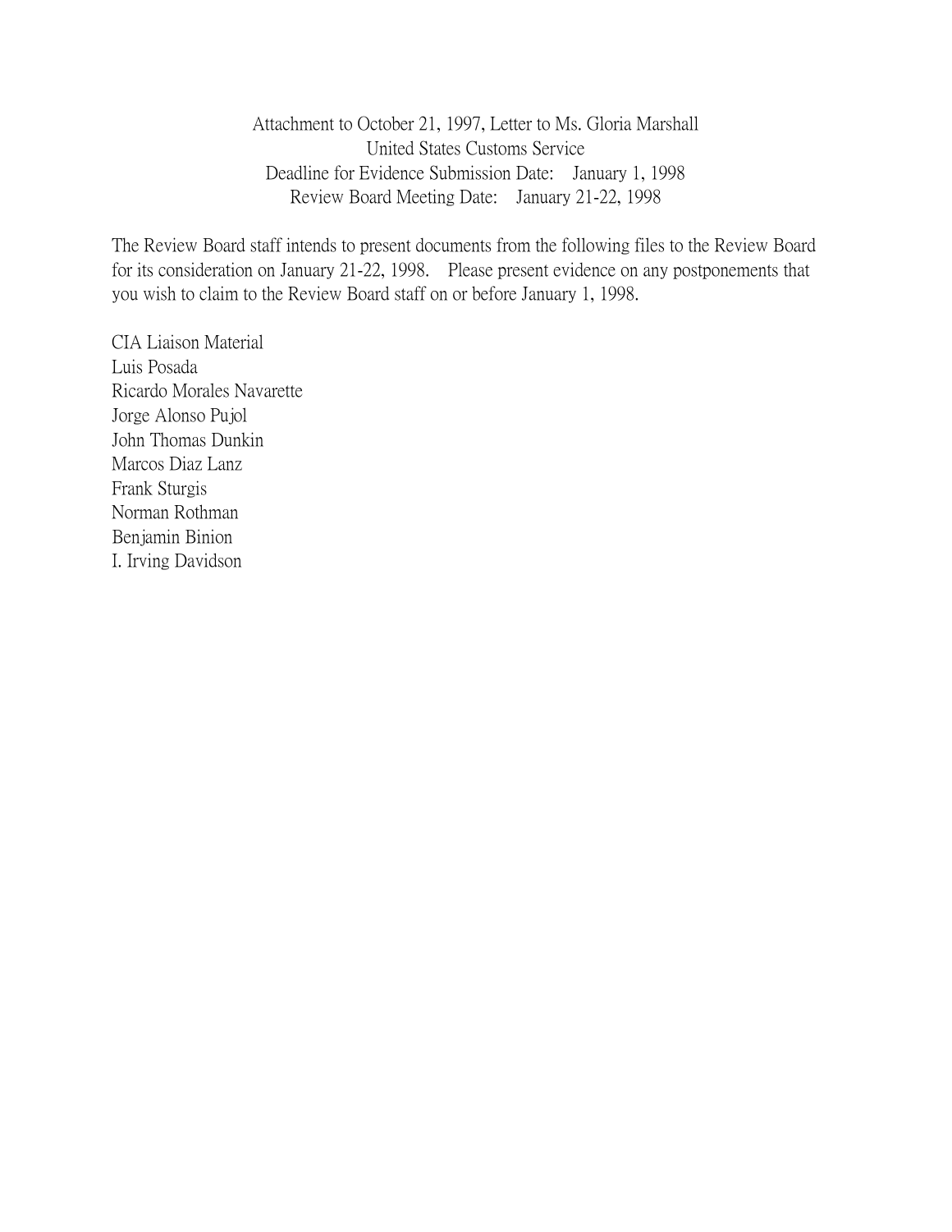Attachment to October 21, 1997, Letter to Ms. Gloria Marshall
United States Customs Service
Deadline for Evidence Submission Date: January 1, 1998
Review Board Meeting Date: January 21-22, 1998

The Review Board staff intends to present documents from the following files to the Review Board for its consideration on January 21-22, 1998. Please present evidence on any postponements that you wish to claim to the Review Board staff on or before January 1, 1998.

CIA Liaison Material
Luis Posada
Ricardo Morales Navarette
Jorge Alonso Pujol
John Thomas Dunkin
Marcos Diaz Lanz
Frank Sturgis
Norman Rothman
Benjamin Binion
I. Irving Davidson